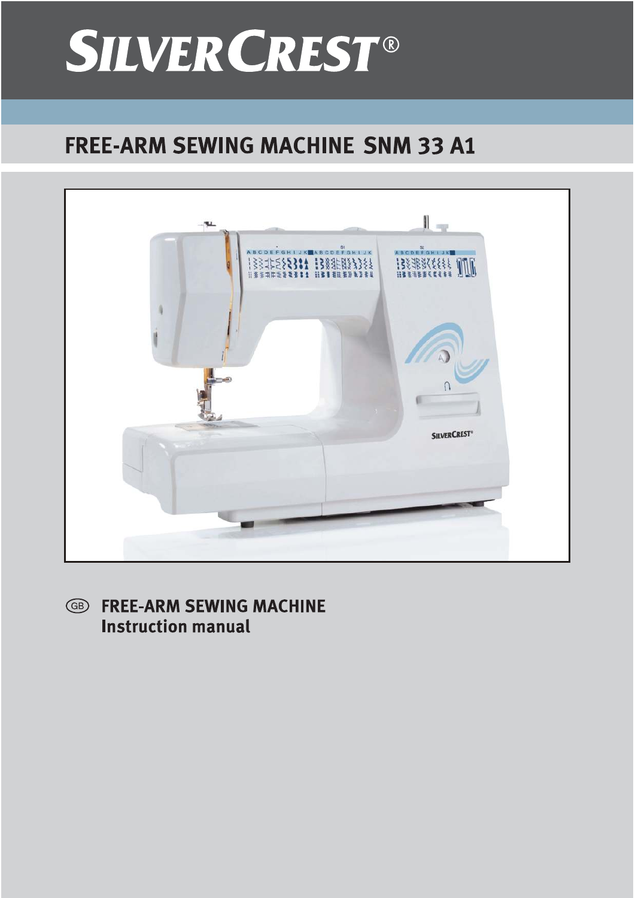# SILVERCREST®

## FREE-ARM SEWING MACHINE SNM 33 A1

GB **FREE-ARM SEWING MACHINE**
**Instruction manual**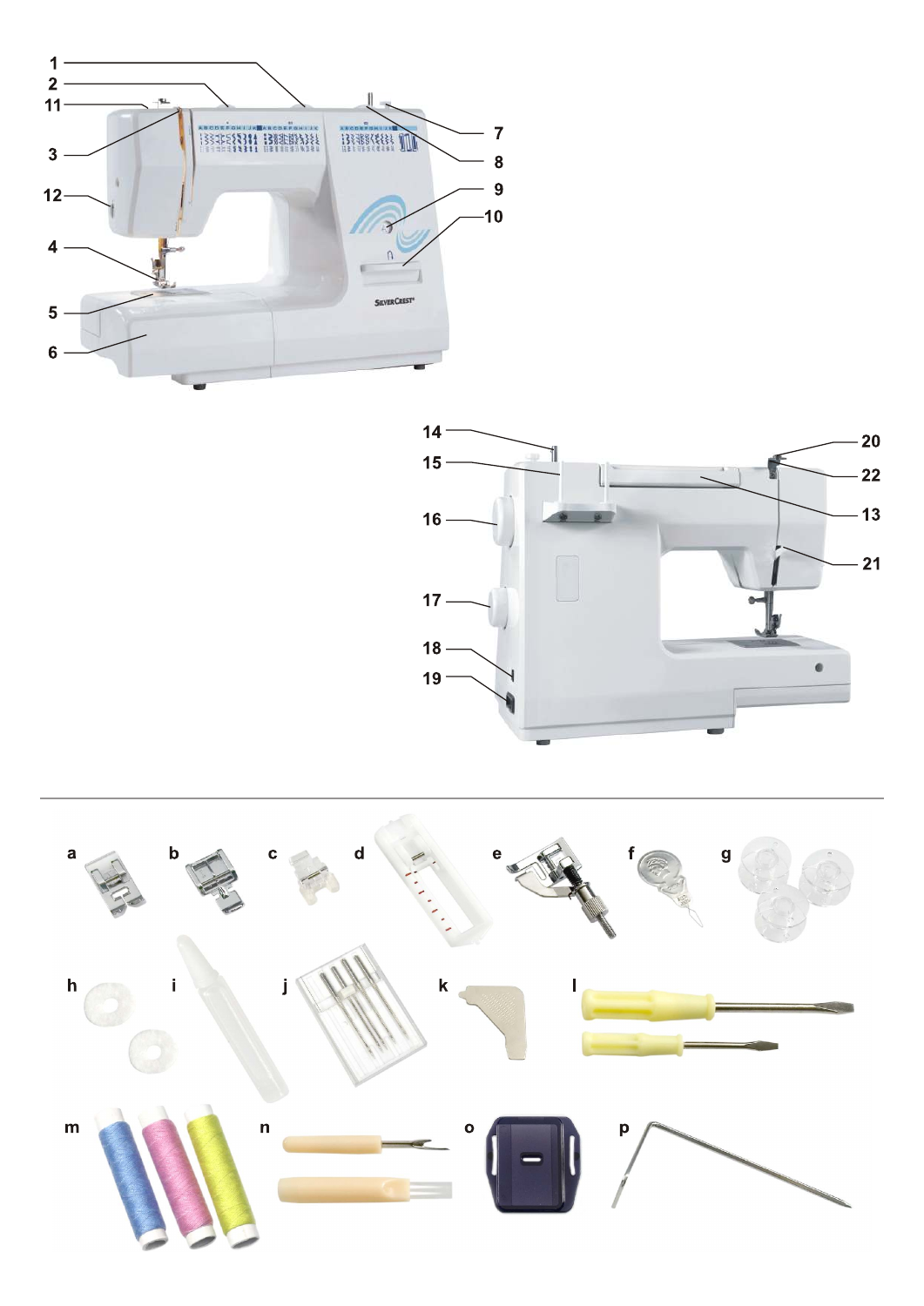1
2
11
3
12
4
5
6
7
8
9
10

14
15
16
17
18
19
20
22
13
21

a b c d e f g

h i j k l

m n o p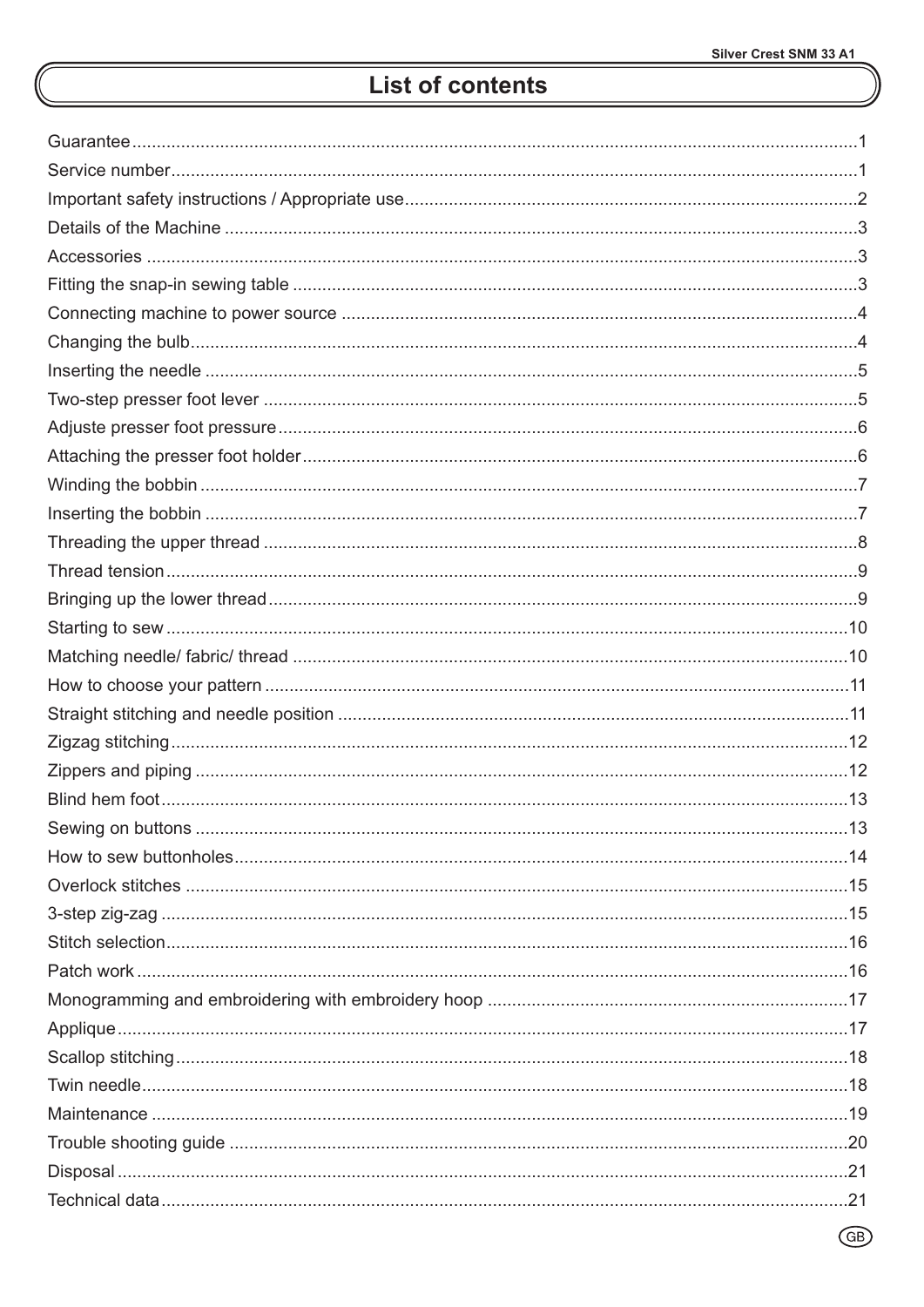# List of contents

| | |
|---|---|
| Guarantee | 1 |
| Service number | 1 |
| Important safety instructions / Appropriate use | 2 |
| Details of the Machine | 3 |
| Accessories | 3 |
| Fitting the snap-in sewing table | 3 |
| Connecting machine to power source | 4 |
| Changing the bulb | 4 |
| Inserting the needle | 5 |
| Two-step presser foot lever | 5 |
| Adjuste presser foot pressure | 6 |
| Attaching the presser foot holder | 6 |
| Winding the bobbin | 7 |
| Inserting the bobbin | 7 |
| Threading the upper thread | 8 |
| Thread tension | 9 |
| Bringing up the lower thread | 9 |
| Starting to sew | 10 |
| Matching needle/ fabric/ thread | 10 |
| How to choose your pattern | 11 |
| Straight stitching and needle position | 11 |
| Zigzag stitching | 12 |
| Zippers and piping | 12 |
| Blind hem foot | 13 |
| Sewing on buttons | 13 |
| How to sew buttonholes | 14 |
| Overlock stitches | 15 |
| 3-step zig-zag | 15 |
| Stitch selection | 16 |
| Patch work | 16 |
| Monogramming and embroidering with embroidery hoop | 17 |
| Applique | 17 |
| Scallop stitching | 18 |
| Twin needle | 18 |
| Maintenance | 19 |
| Trouble shooting guide | 20 |
| Disposal | 21 |
| Technical data | 21 |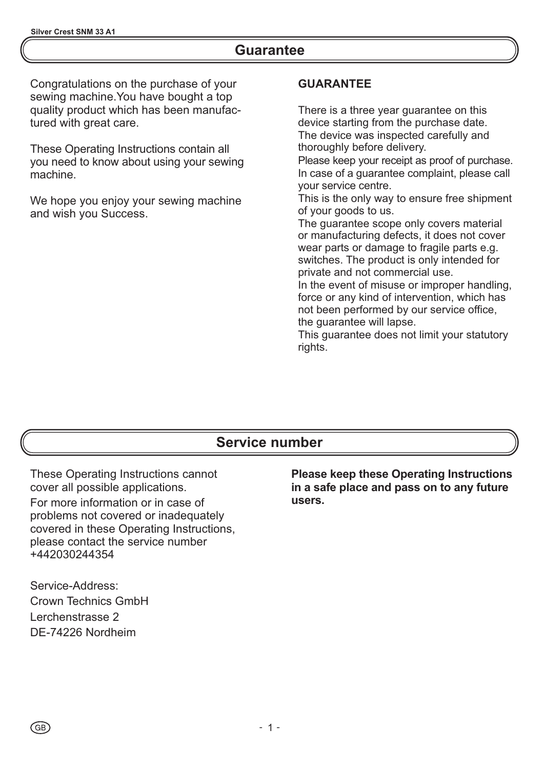# Guarantee

Congratulations on the purchase of your sewing machine.You have bought a top quality product which has been manufactured with great care.

These Operating Instructions contain all you need to know about using your sewing machine.

We hope you enjoy your sewing machine and wish you Success.

**GUARANTEE**

There is a three year guarantee on this device starting from the purchase date. The device was inspected carefully and thoroughly before delivery.
Please keep your receipt as proof of purchase. In case of a guarantee complaint, please call your service centre.
This is the only way to ensure free shipment of your goods to us.
The guarantee scope only covers material or manufacturing defects, it does not cover wear parts or damage to fragile parts e.g. switches. The product is only intended for private and not commercial use.
In the event of misuse or improper handling, force or any kind of intervention, which has not been performed by our service office, the guarantee will lapse.
This guarantee does not limit your statutory rights.

# Service number

These Operating Instructions cannot cover all possible applications.
For more information or in case of problems not covered or inadequately covered in these Operating Instructions, please contact the service number +442030244354

Service-Address:
Crown Technics GmbH
Lerchenstrasse 2
DE-74226 Nordheim

**Please keep these Operating Instructions in a safe place and pass on to any future users.**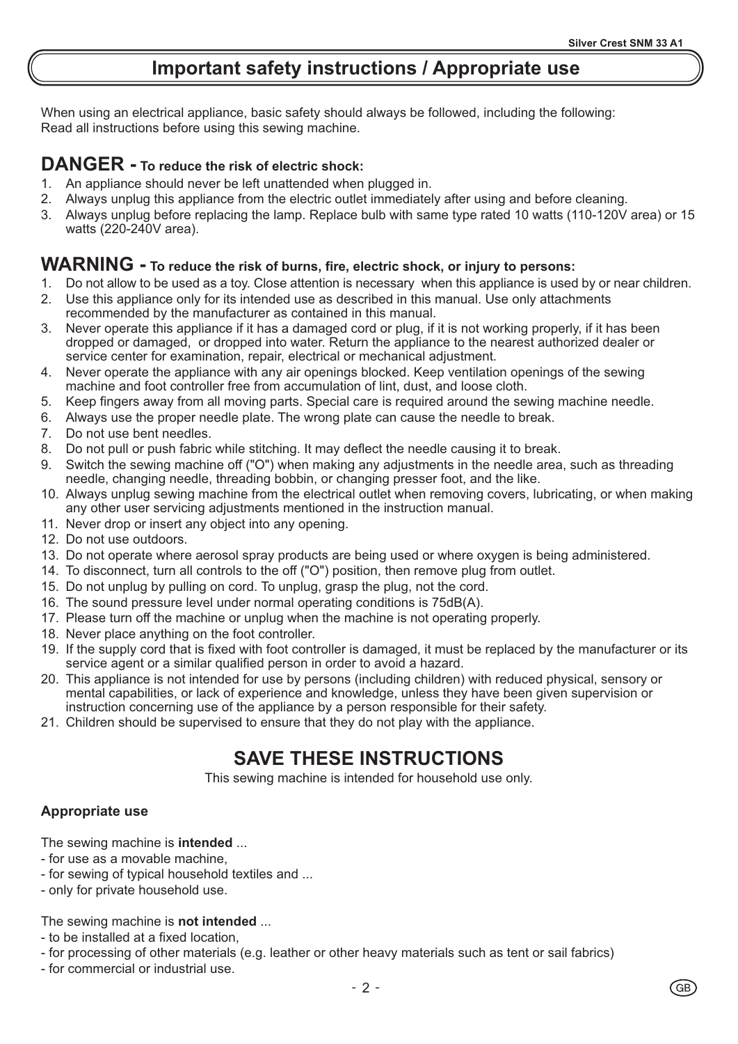# Important safety instructions / Appropriate use

When using an electrical appliance, basic safety should always be followed, including the following:
Read all instructions before using this sewing machine.

## DANGER - To reduce the risk of electric shock:

1. An appliance should never be left unattended when plugged in.
2. Always unplug this appliance from the electric outlet immediately after using and before cleaning.
3. Always unplug before replacing the lamp. Replace bulb with same type rated 10 watts (110-120V area) or 15 watts (220-240V area).

## WARNING - To reduce the risk of burns, fire, electric shock, or injury to persons:

1. Do not allow to be used as a toy. Close attention is necessary when this appliance is used by or near children.
2. Use this appliance only for its intended use as described in this manual. Use only attachments recommended by the manufacturer as contained in this manual.
3. Never operate this appliance if it has a damaged cord or plug, if it is not working properly, if it has been dropped or damaged, or dropped into water. Return the appliance to the nearest authorized dealer or service center for examination, repair, electrical or mechanical adjustment.
4. Never operate the appliance with any air openings blocked. Keep ventilation openings of the sewing machine and foot controller free from accumulation of lint, dust, and loose cloth.
5. Keep fingers away from all moving parts. Special care is required around the sewing machine needle.
6. Always use the proper needle plate. The wrong plate can cause the needle to break.
7. Do not use bent needles.
8. Do not pull or push fabric while stitching. It may deflect the needle causing it to break.
9. Switch the sewing machine off ("O") when making any adjustments in the needle area, such as threading needle, changing needle, threading bobbin, or changing presser foot, and the like.
10. Always unplug sewing machine from the electrical outlet when removing covers, lubricating, or when making any other user servicing adjustments mentioned in the instruction manual.
11. Never drop or insert any object into any opening.
12. Do not use outdoors.
13. Do not operate where aerosol spray products are being used or where oxygen is being administered.
14. To disconnect, turn all controls to the off ("O") position, then remove plug from outlet.
15. Do not unplug by pulling on cord. To unplug, grasp the plug, not the cord.
16. The sound pressure level under normal operating conditions is 75dB(A).
17. Please turn off the machine or unplug when the machine is not operating properly.
18. Never place anything on the foot controller.
19. If the supply cord that is fixed with foot controller is damaged, it must be replaced by the manufacturer or its service agent or a similar qualified person in order to avoid a hazard.
20. This appliance is not intended for use by persons (including children) with reduced physical, sensory or mental capabilities, or lack of experience and knowledge, unless they have been given supervision or instruction concerning use of the appliance by a person responsible for their safety.
21. Children should be supervised to ensure that they do not play with the appliance.

## SAVE THESE INSTRUCTIONS

This sewing machine is intended for household use only.

### Appropriate use

The sewing machine is **intended** ...

- for use as a movable machine,
- for sewing of typical household textiles and ...
- only for private household use.

The sewing machine is **not intended** ...

- to be installed at a fixed location,
- for processing of other materials (e.g. leather or other heavy materials such as tent or sail fabrics)
- for commercial or industrial use.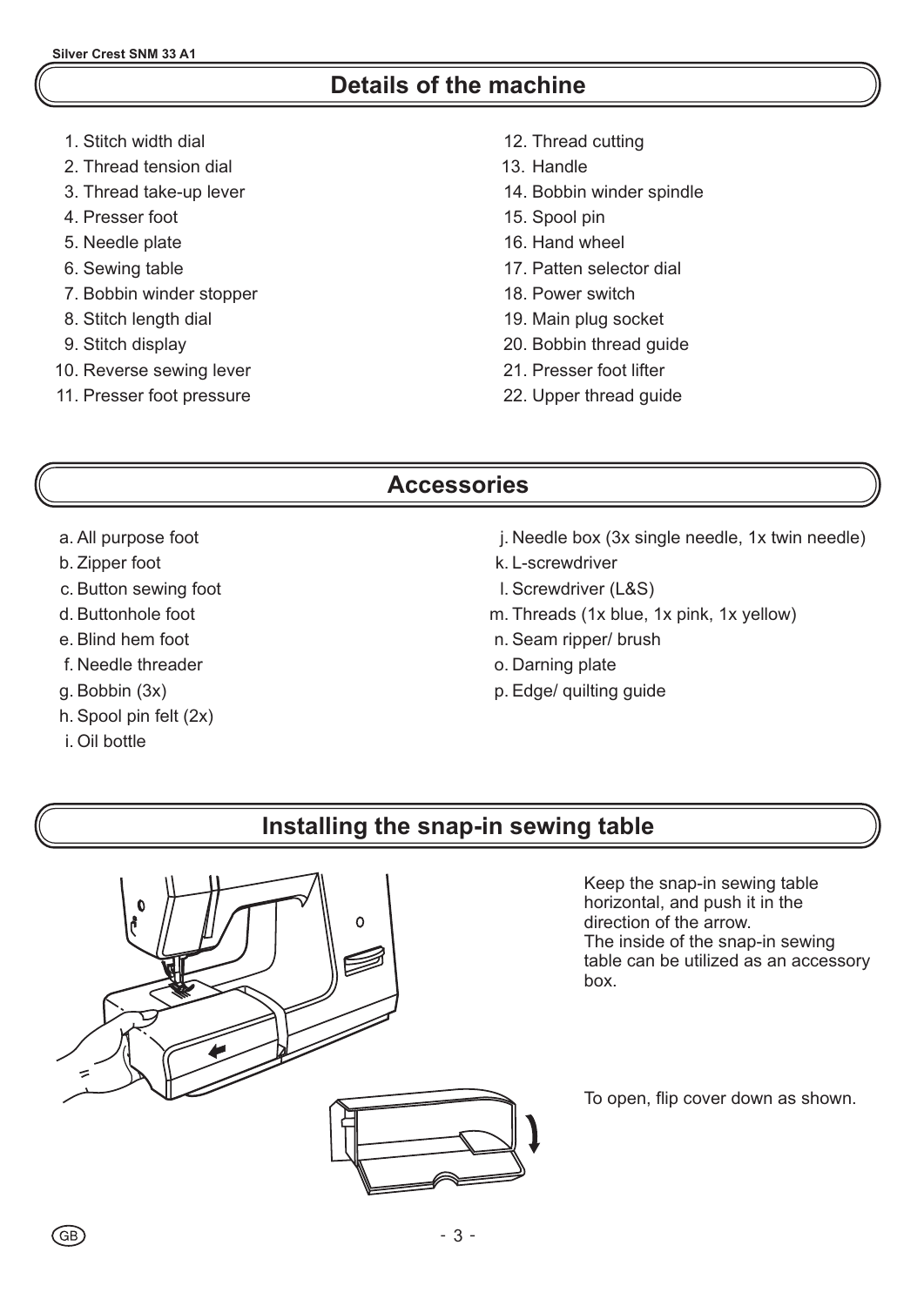## Details of the machine

1. Stitch width dial
2. Thread tension dial
3. Thread take-up lever
4. Presser foot
5. Needle plate
6. Sewing table
7. Bobbin winder stopper
8. Stitch length dial
9. Stitch display
10. Reverse sewing lever
11. Presser foot pressure
12. Thread cutting
13. Handle
14. Bobbin winder spindle
15. Spool pin
16. Hand wheel
17. Patten selector dial
18. Power switch
19. Main plug socket
20. Bobbin thread guide
21. Presser foot lifter
22. Upper thread guide

## Accessories

a. All purpose foot
b. Zipper foot
c. Button sewing foot
d. Buttonhole foot
e. Blind hem foot
f. Needle threader
g. Bobbin (3x)
h. Spool pin felt (2x)
i. Oil bottle
j. Needle box (3x single needle, 1x twin needle)
k. L-screwdriver
l. Screwdriver (L&S)
m. Threads (1x blue, 1x pink, 1x yellow)
n. Seam ripper/ brush
o. Darning plate
p. Edge/ quilting guide

## Installing the snap-in sewing table

Keep the snap-in sewing table horizontal, and push it in the direction of the arrow.
The inside of the snap-in sewing table can be utilized as an accessory box.

To open, flip cover down as shown.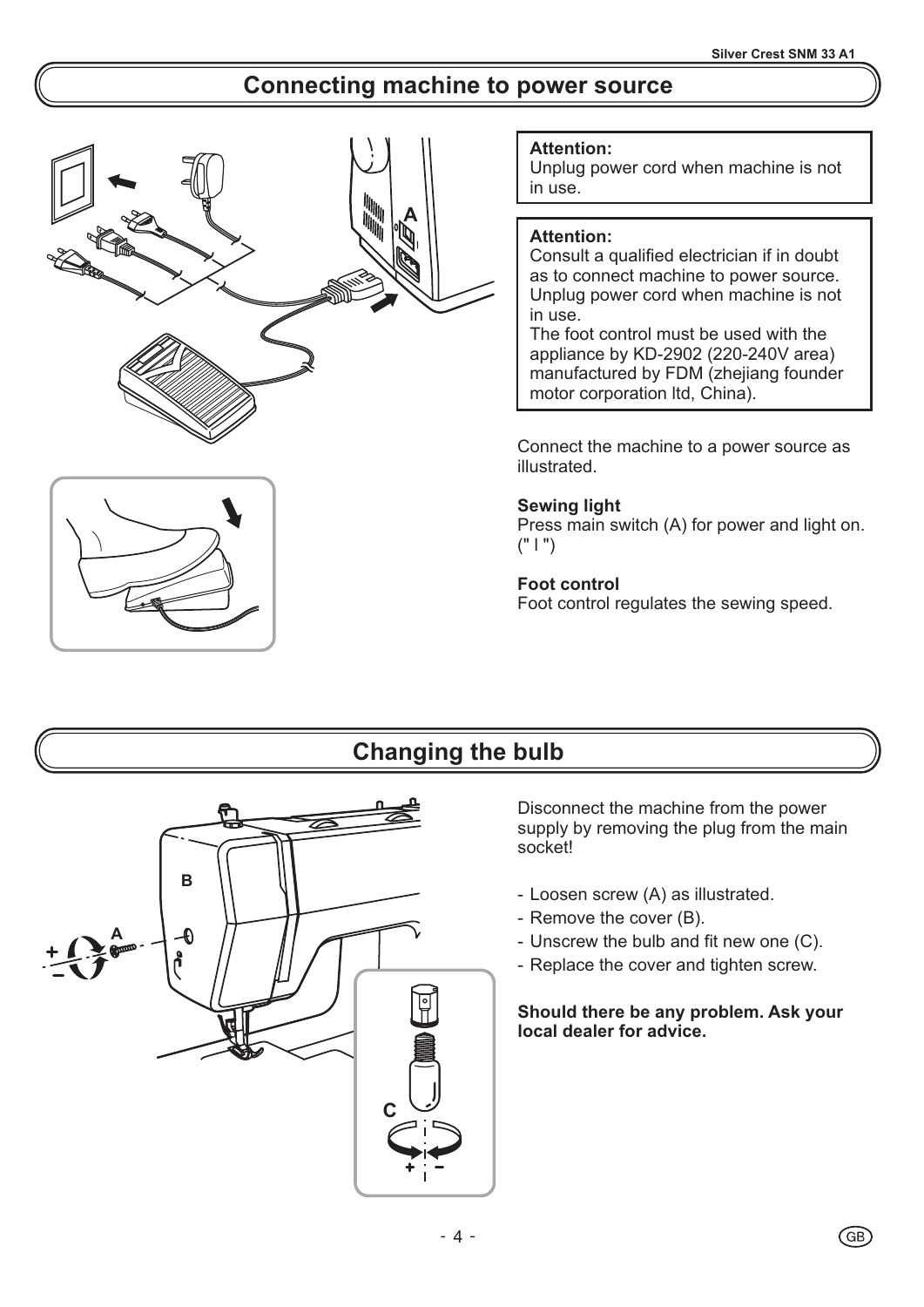## Connecting machine to power source

**Attention:**
Unplug power cord when machine is not in use.

**Attention:**
Consult a qualified electrician if in doubt as to connect machine to power source.
Unplug power cord when machine is not in use.
The foot control must be used with the appliance by KD-2902 (220-240V area) manufactured by FDM (zhejiang founder motor corporation ltd, China).

Connect the machine to a power source as illustrated.

**Sewing light**
Press main switch (A) for power and light on. (" I ")

**Foot control**
Foot control regulates the sewing speed.

## Changing the bulb

Disconnect the machine from the power supply by removing the plug from the main socket!

- Loosen screw (A) as illustrated.
- Remove the cover (B).
- Unscrew the bulb and fit new one (C).
- Replace the cover and tighten screw.

**Should there be any problem. Ask your local dealer for advice.**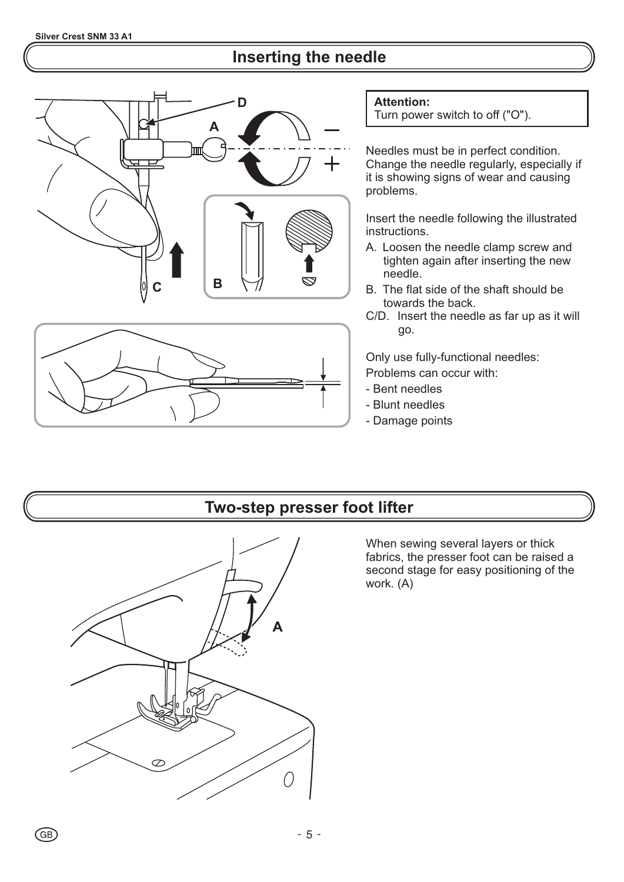## Inserting the needle

**Attention:**
Turn power switch to off ("O").

Needles must be in perfect condition. Change the needle regularly, especially if it is showing signs of wear and causing problems.

Insert the needle following the illustrated instructions.

A. Loosen the needle clamp screw and tighten again after inserting the new needle.
B. The flat side of the shaft should be towards the back.
C/D. Insert the needle as far up as it will go.

Only use fully-functional needles:

Problems can occur with:

- Bent needles
- Blunt needles
- Damage points

## Two-step presser foot lifter

When sewing several layers or thick fabrics, the presser foot can be raised a second stage for easy positioning of the work. (A)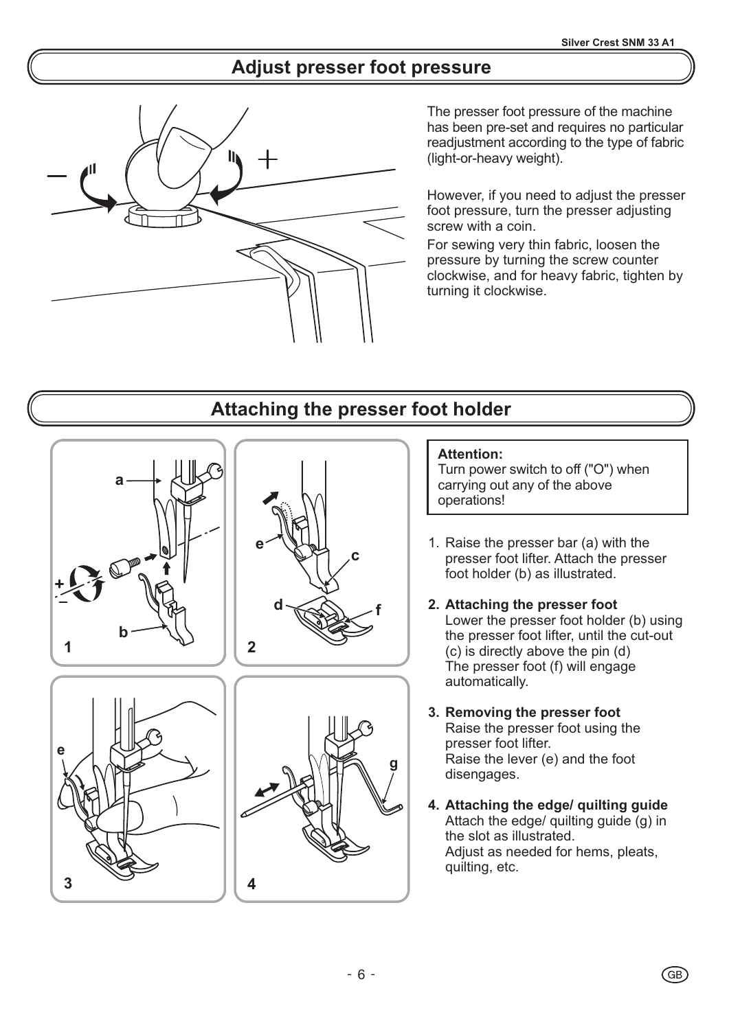## Adjust presser foot pressure

The presser foot pressure of the machine has been pre-set and requires no particular readjustment according to the type of fabric (light-or-heavy weight).

However, if you need to adjust the presser foot pressure, turn the presser adjusting screw with a coin.

For sewing very thin fabric, loosen the pressure by turning the screw counter clockwise, and for heavy fabric, tighten by turning it clockwise.

## Attaching the presser foot holder

**Attention:**
Turn power switch to off ("O") when carrying out any of the above operations!

1. Raise the presser bar (a) with the presser foot lifter. Attach the presser foot holder (b) as illustrated.

2. **Attaching the presser foot**
   Lower the presser foot holder (b) using the presser foot lifter, until the cut-out (c) is directly above the pin (d)
   The presser foot (f) will engage automatically.

3. **Removing the presser foot**
   Raise the presser foot using the presser foot lifter.
   Raise the lever (e) and the foot disengages.

4. **Attaching the edge/ quilting guide**
   Attach the edge/ quilting guide (g) in the slot as illustrated.
   Adjust as needed for hems, pleats, quilting, etc.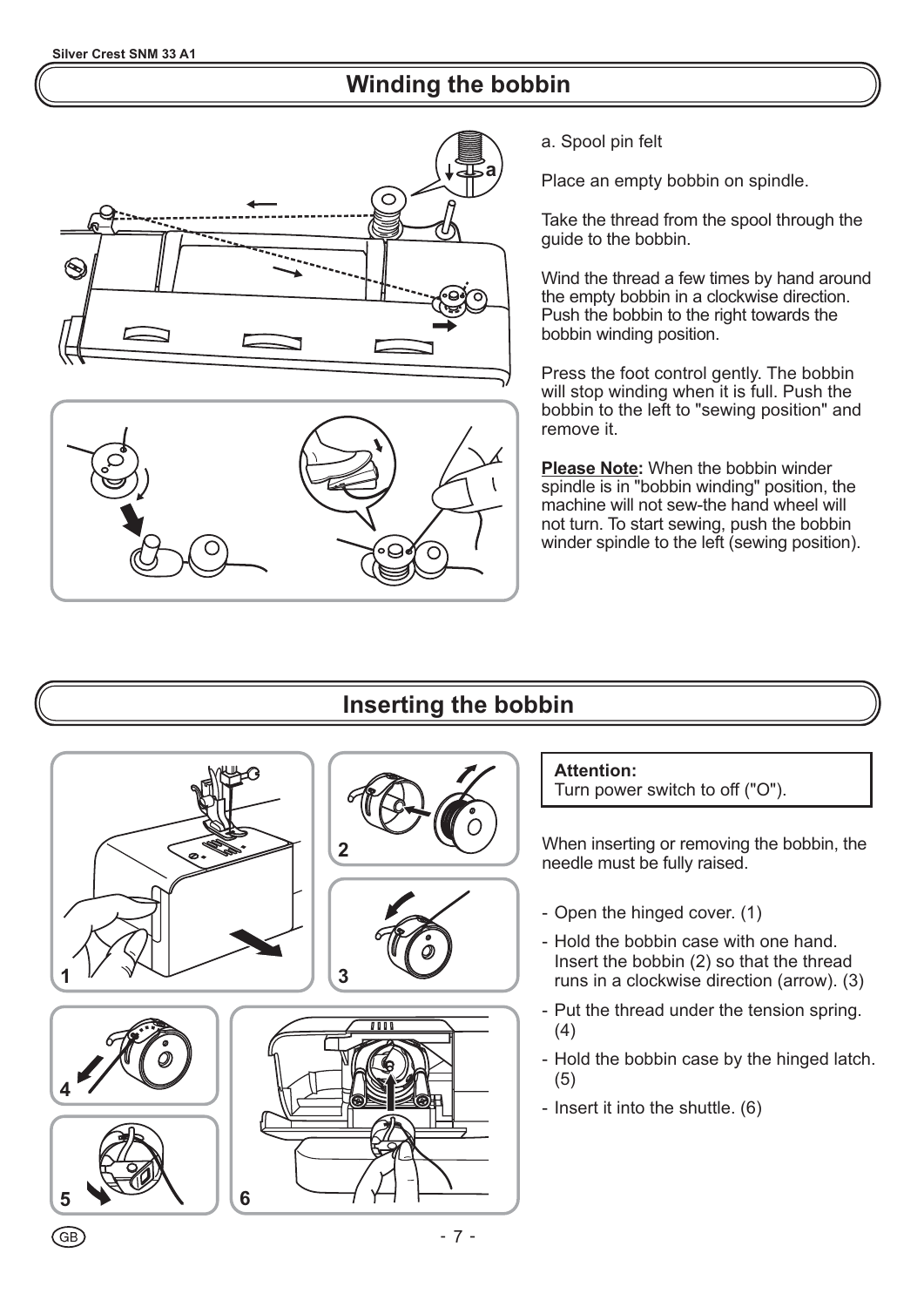## Winding the bobbin

a. Spool pin felt

Place an empty bobbin on spindle.

Take the thread from the spool through the guide to the bobbin.

Wind the thread a few times by hand around the empty bobbin in a clockwise direction. Push the bobbin to the right towards the bobbin winding position.

Press the foot control gently. The bobbin will stop winding when it is full. Push the bobbin to the left to "sewing position" and remove it.

**Please Note:** When the bobbin winder spindle is in "bobbin winding" position, the machine will not sew-the hand wheel will not turn. To start sewing, push the bobbin winder spindle to the left (sewing position).

## Inserting the bobbin

**Attention:**
Turn power switch to off ("O").

When inserting or removing the bobbin, the needle must be fully raised.

- Open the hinged cover. (1)
- Hold the bobbin case with one hand. Insert the bobbin (2) so that the thread runs in a clockwise direction (arrow). (3)
- Put the thread under the tension spring. (4)
- Hold the bobbin case by the hinged latch. (5)
- Insert it into the shuttle. (6)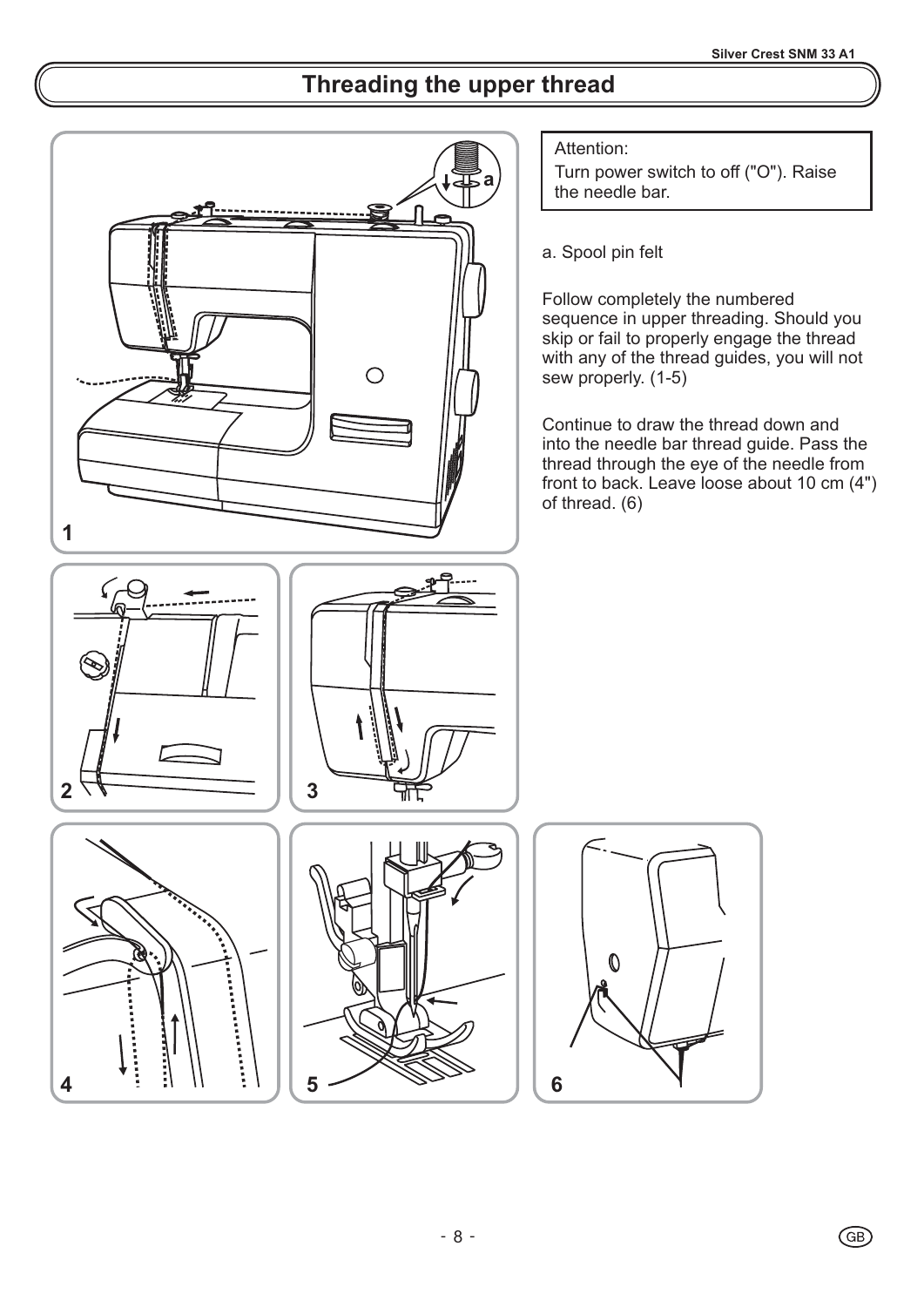# Threading the upper thread

Attention:
Turn power switch to off ("O"). Raise the needle bar.

a. Spool pin felt

Follow completely the numbered sequence in upper threading. Should you skip or fail to properly engage the thread with any of the thread guides, you will not sew properly. (1-5)

Continue to draw the thread down and into the needle bar thread guide. Pass the thread through the eye of the needle from front to back. Leave loose about 10 cm (4") of thread. (6)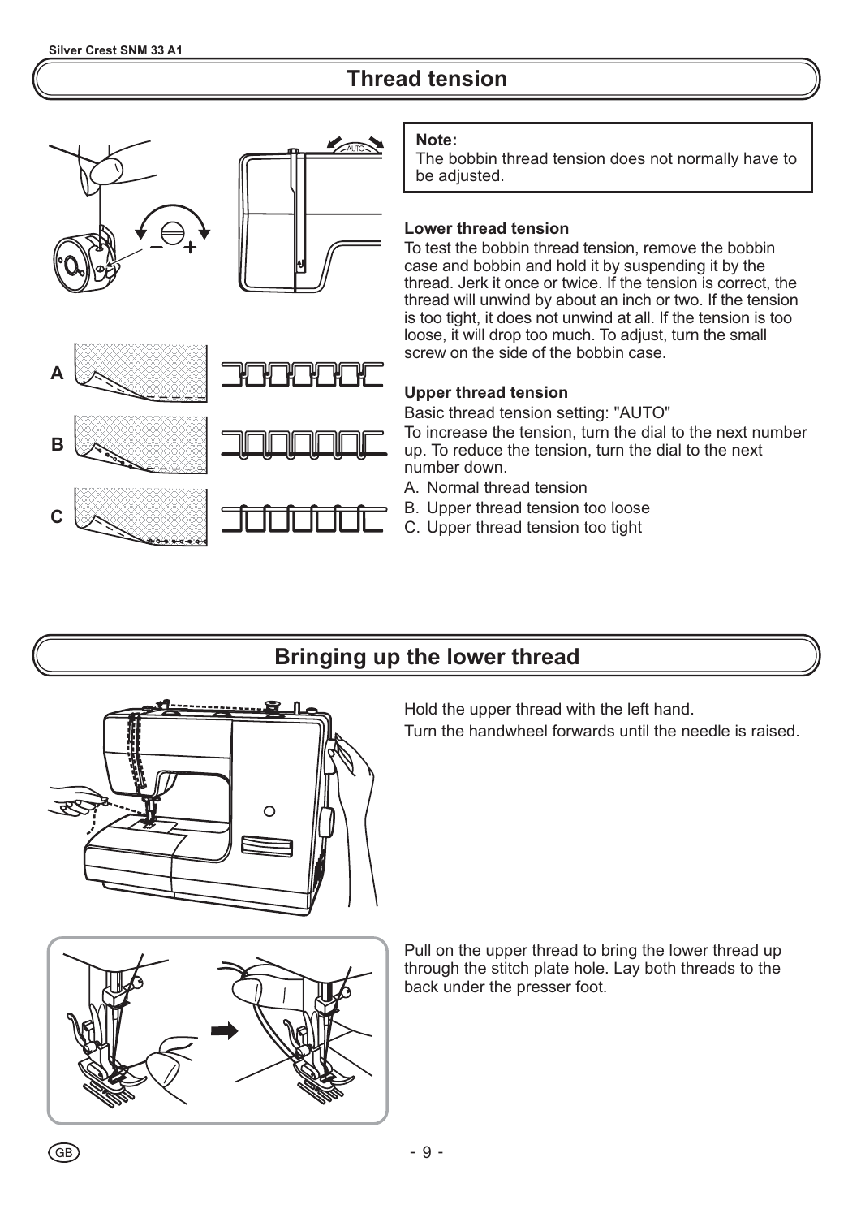## Thread tension

**Note:**
The bobbin thread tension does not normally have to be adjusted.

**Lower thread tension**
To test the bobbin thread tension, remove the bobbin case and bobbin and hold it by suspending it by the thread. Jerk it once or twice. If the tension is correct, the thread will unwind by about an inch or two. If the tension is too tight, it does not unwind at all. If the tension is too loose, it will drop too much. To adjust, turn the small screw on the side of the bobbin case.

**Upper thread tension**
Basic thread tension setting: "AUTO"
To increase the tension, turn the dial to the next number up. To reduce the tension, turn the dial to the next number down.

A. Normal thread tension
B. Upper thread tension too loose
C. Upper thread tension too tight

## Bringing up the lower thread

Hold the upper thread with the left hand.
Turn the handwheel forwards until the needle is raised.

Pull on the upper thread to bring the lower thread up through the stitch plate hole. Lay both threads to the back under the presser foot.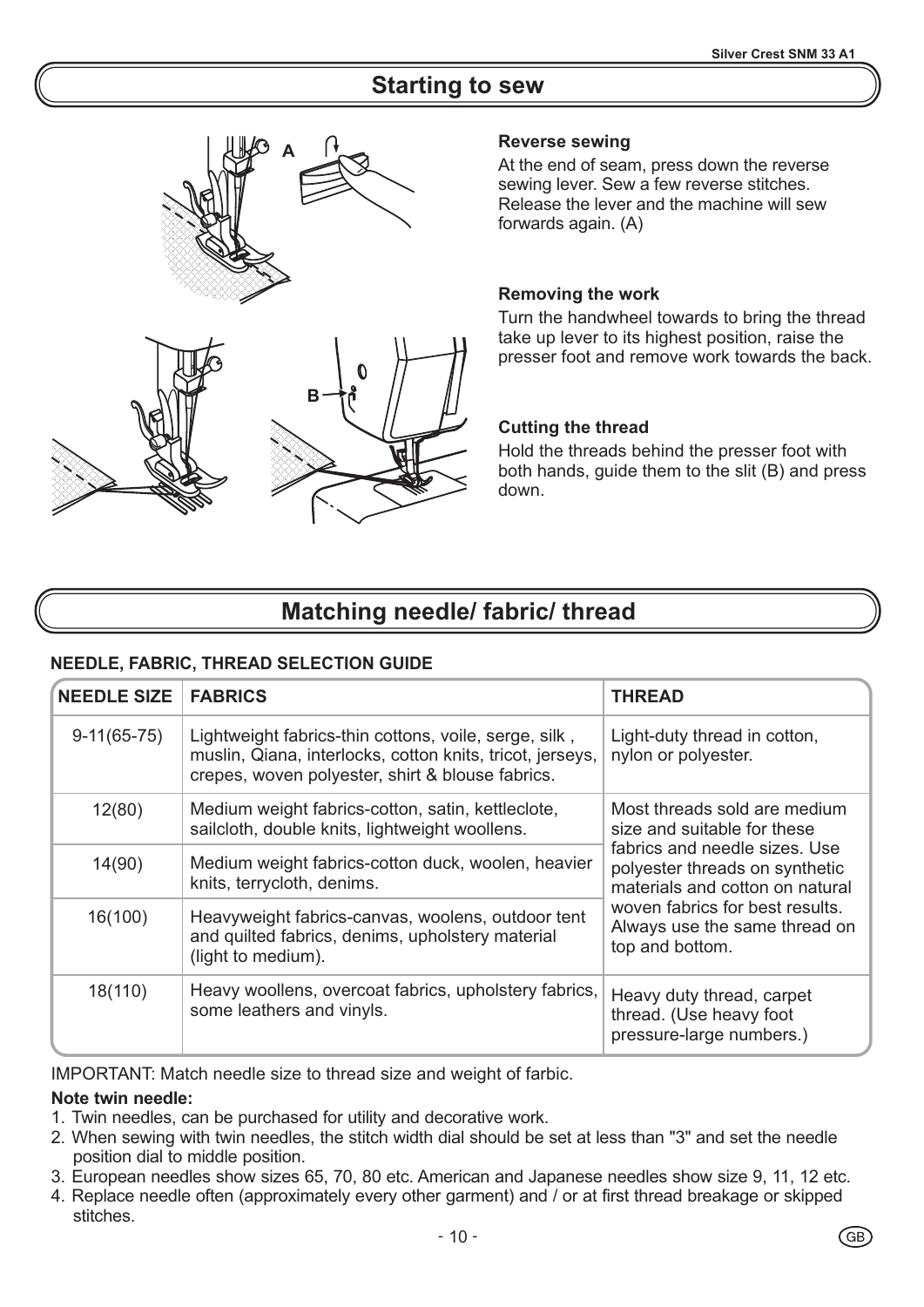# Starting to sew

### Reverse sewing

At the end of seam, press down the reverse sewing lever. Sew a few reverse stitches. Release the lever and the machine will sew forwards again. (A)

### Removing the work

Turn the handwheel towards to bring the thread take up lever to its highest position, raise the presser foot and remove work towards the back.

### Cutting the thread

Hold the threads behind the presser foot with both hands, guide them to the slit (B) and press down.

# Matching needle/ fabric/ thread

**NEEDLE, FABRIC, THREAD SELECTION GUIDE**

| NEEDLE SIZE | FABRICS | THREAD |
|---|---|---|
| 9-11(65-75) | Lightweight fabrics-thin cottons, voile, serge, silk , muslin, Qiana, interlocks, cotton knits, tricot, jerseys, crepes, woven polyester, shirt & blouse fabrics. | Light-duty thread in cotton, nylon or polyester. |
| 12(80) | Medium weight fabrics-cotton, satin, kettleclote, sailcloth, double knits, lightweight woollens. | Most threads sold are medium size and suitable for these fabrics and needle sizes. Use polyester threads on synthetic materials and cotton on natural woven fabrics for best results. Always use the same thread on top and bottom. |
| 14(90) | Medium weight fabrics-cotton duck, woolen, heavier knits, terrycloth, denims. | |
| 16(100) | Heavyweight fabrics-canvas, woolens, outdoor tent and quilted fabrics, denims, upholstery material (light to medium). | |
| 18(110) | Heavy woollens, overcoat fabrics, upholstery fabrics, some leathers and vinyls. | Heavy duty thread, carpet thread. (Use heavy foot pressure-large numbers.) |

IMPORTANT: Match needle size to thread size and weight of farbic.

**Note twin needle:**

1. Twin needles, can be purchased for utility and decorative work.
2. When sewing with twin needles, the stitch width dial should be set at less than "3" and set the needle position dial to middle position.
3. European needles show sizes 65, 70, 80 etc. American and Japanese needles show size 9, 11, 12 etc.
4. Replace needle often (approximately every other garment) and / or at first thread breakage or skipped stitches.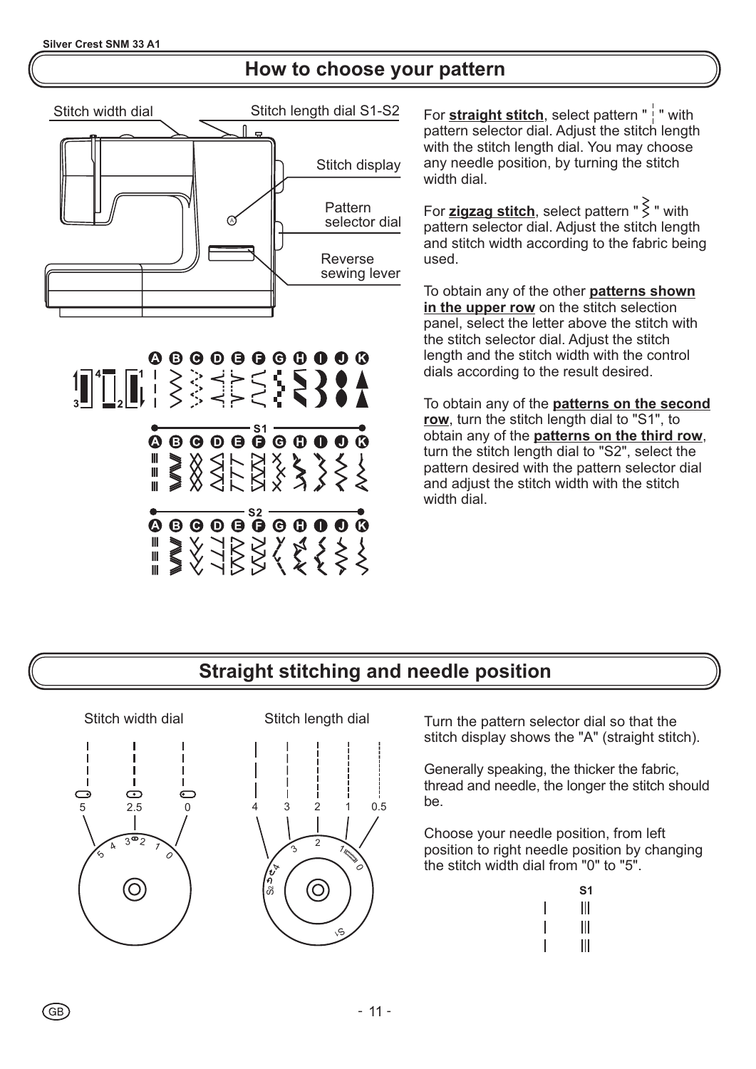## How to choose your pattern

Stitch width dial

Stitch length dial S1-S2

Stitch display

Pattern selector dial

Reverse sewing lever

For **straight stitch**, select pattern " ¦ " with pattern selector dial. Adjust the stitch length with the stitch length dial. You may choose any needle position, by turning the stitch width dial.

For **zigzag stitch**, select pattern " ⦚ " with pattern selector dial. Adjust the stitch length and stitch width according to the fabric being used.

To obtain any of the other **patterns shown in the upper row** on the stitch selection panel, select the letter above the stitch with the stitch selector dial. Adjust the stitch length and the stitch width with the control dials according to the result desired.

To obtain any of the **patterns on the second row**, turn the stitch length dial to "S1", to obtain any of the **patterns on the third row**, turn the stitch length dial to "S2", select the pattern desired with the pattern selector dial and adjust the stitch width with the stitch width dial.

## Straight stitching and needle position

Stitch width dial

5 2.5 0

Stitch length dial

4 3 2 1 0.5

Turn the pattern selector dial so that the stitch display shows the "A" (straight stitch).

Generally speaking, the thicker the fabric, thread and needle, the longer the stitch should be.

Choose your needle position, from left position to right needle position by changing the stitch width dial from "0" to "5".

S1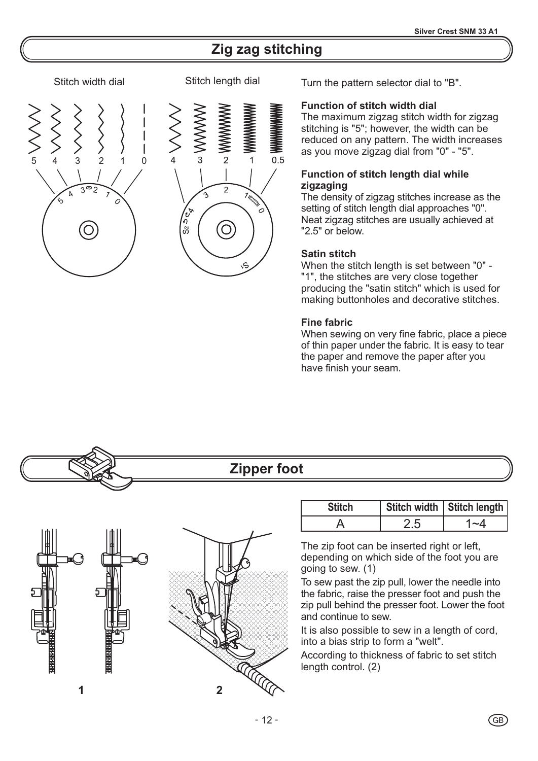## Zig zag stitching

Stitch width dial

Stitch length dial

Turn the pattern selector dial to "B".

**Function of stitch width dial**

The maximum zigzag stitch width for zigzag stitching is "5"; however, the width can be reduced on any pattern. The width increases as you move zigzag dial from "0" - "5".

**Function of stitch length dial while zigzaging**

The density of zigzag stitches increase as the setting of stitch length dial approaches "0". Neat zigzag stitches are usually achieved at "2.5" or below.

**Satin stitch**

When the stitch length is set between "0" - "1", the stitches are very close together producing the "satin stitch" which is used for making buttonholes and decorative stitches.

**Fine fabric**

When sewing on very fine fabric, place a piece of thin paper under the fabric. It is easy to tear the paper and remove the paper after you have finish your seam.

## Zipper foot

| Stitch | Stitch width | Stitch length |
|---|---|---|
| A | 2.5 | 1~4 |

The zip foot can be inserted right or left, depending on which side of the foot you are going to sew. (1)

To sew past the zip pull, lower the needle into the fabric, raise the presser foot and push the zip pull behind the presser foot. Lower the foot and continue to sew.

It is also possible to sew in a length of cord, into a bias strip to form a "welt".

According to thickness of fabric to set stitch length control. (2)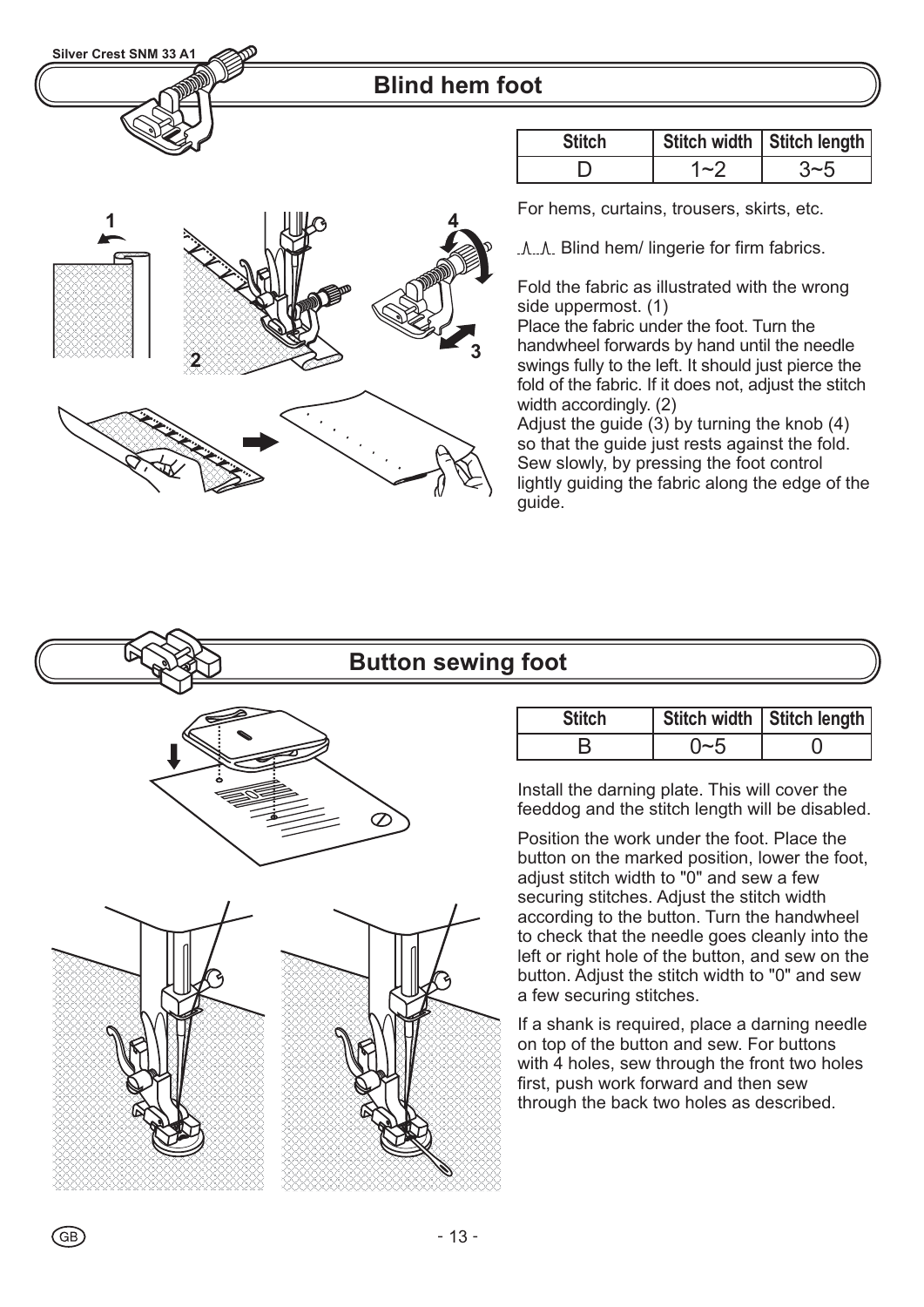## Blind hem foot

| Stitch | Stitch width | Stitch length |
|---|---|---|
| D | 1~2 | 3~5 |

For hems, curtains, trousers, skirts, etc.

Blind hem/ lingerie for firm fabrics.

Fold the fabric as illustrated with the wrong side uppermost. (1)
Place the fabric under the foot. Turn the handwheel forwards by hand until the needle swings fully to the left. It should just pierce the fold of the fabric. If it does not, adjust the stitch width accordingly. (2)
Adjust the guide (3) by turning the knob (4) so that the guide just rests against the fold. Sew slowly, by pressing the foot control lightly guiding the fabric along the edge of the guide.

## Button sewing foot

| Stitch | Stitch width | Stitch length |
|---|---|---|
| B | 0~5 | 0 |

Install the darning plate. This will cover the feeddog and the stitch length will be disabled.

Position the work under the foot. Place the button on the marked position, lower the foot, adjust stitch width to "0" and sew a few securing stitches. Adjust the stitch width according to the button. Turn the handwheel to check that the needle goes cleanly into the left or right hole of the button, and sew on the button. Adjust the stitch width to "0" and sew a few securing stitches.

If a shank is required, place a darning needle on top of the button and sew. For buttons with 4 holes, sew through the front two holes first, push work forward and then sew through the back two holes as described.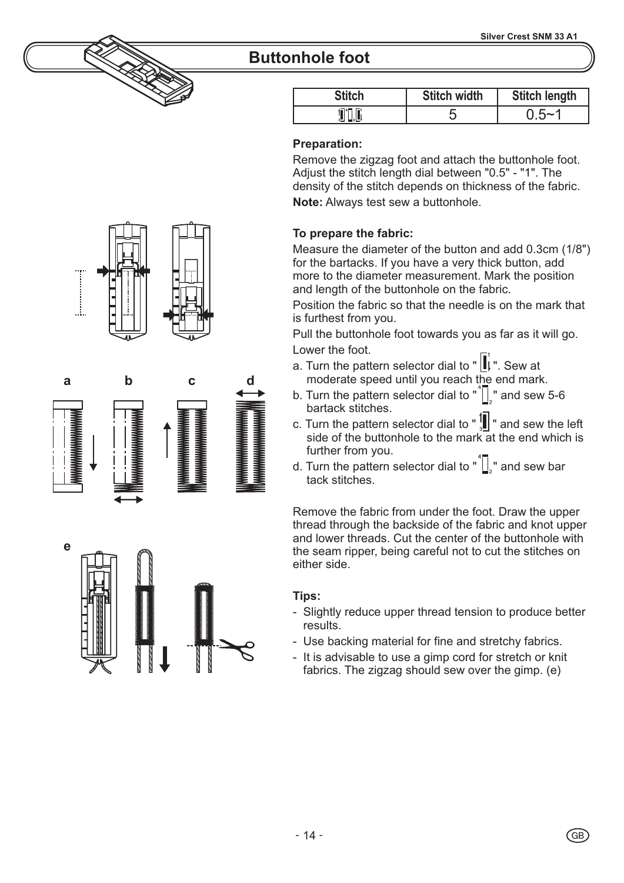# Buttonhole foot

| Stitch | Stitch width | Stitch length |
| --- | --- | --- |
| | 5 | 0.5~1 |

**Preparation:**

Remove the zigzag foot and attach the buttonhole foot. Adjust the stitch length dial between "0.5" - "1". The density of the stitch depends on thickness of the fabric.

**Note:** Always test sew a buttonhole.

**To prepare the fabric:**

Measure the diameter of the button and add 0.3cm (1/8") for the bartacks. If you have a very thick button, add more to the diameter measurement. Mark the position and length of the buttonhole on the fabric.

Position the fabric so that the needle is on the mark that is furthest from you.

Pull the buttonhole foot towards you as far as it will go.

Lower the foot.

a. Turn the pattern selector dial to " ". Sew at moderate speed until you reach the end mark.
b. Turn the pattern selector dial to " " and sew 5-6 bartack stitches.
c. Turn the pattern selector dial to " " and sew the left side of the buttonhole to the mark at the end which is further from you.
d. Turn the pattern selector dial to " " and sew bar tack stitches.

Remove the fabric from under the foot. Draw the upper thread through the backside of the fabric and knot upper and lower threads. Cut the center of the buttonhole with the seam ripper, being careful not to cut the stitches on either side.

**Tips:**

- Slightly reduce upper thread tension to produce better results.
- Use backing material for fine and stretchy fabrics.
- It is advisable to use a gimp cord for stretch or knit fabrics. The zigzag should sew over the gimp. (e)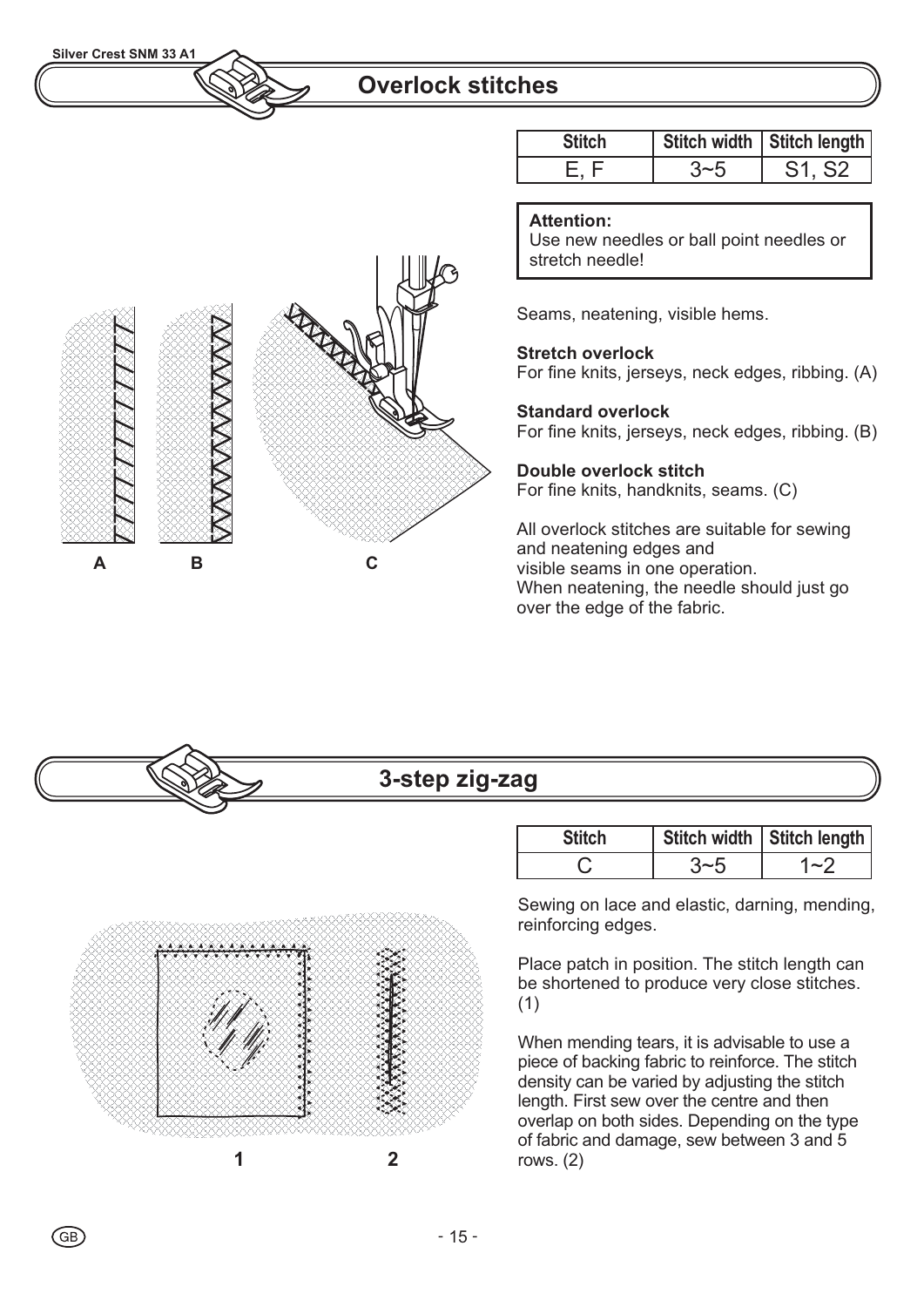## Overlock stitches

| Stitch | Stitch width | Stitch length |
|---|---|---|
| E, F | 3~5 | S1, S2 |

**Attention:**
Use new needles or ball point needles or stretch needle!

Seams, neatening, visible hems.

**Stretch overlock**
For fine knits, jerseys, neck edges, ribbing. (A)

**Standard overlock**
For fine knits, jerseys, neck edges, ribbing. (B)

**Double overlock stitch**
For fine knits, handknits, seams. (C)

All overlock stitches are suitable for sewing and neatening edges and visible seams in one operation.
When neatening, the needle should just go over the edge of the fabric.

A B C

## 3-step zig-zag

| Stitch | Stitch width | Stitch length |
|---|---|---|
| C | 3~5 | 1~2 |

Sewing on lace and elastic, darning, mending, reinforcing edges.

Place patch in position. The stitch length can be shortened to produce very close stitches. (1)

When mending tears, it is advisable to use a piece of backing fabric to reinforce. The stitch density can be varied by adjusting the stitch length. First sew over the centre and then overlap on both sides. Depending on the type of fabric and damage, sew between 3 and 5 rows. (2)

1 2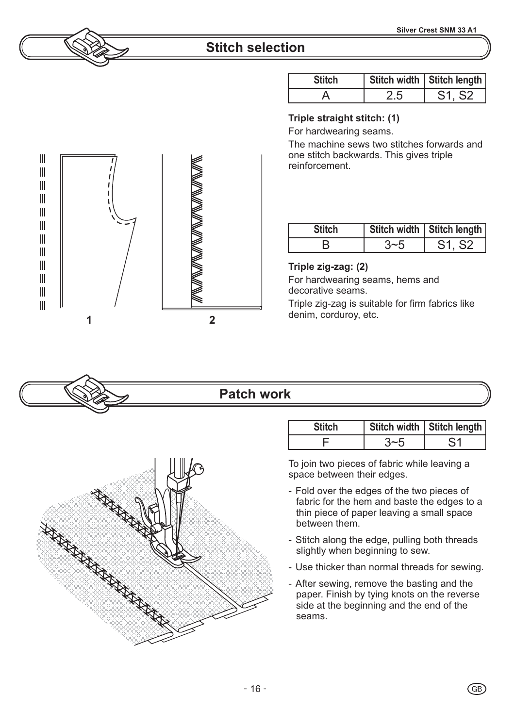## Stitch selection

| Stitch | Stitch width | Stitch length |
|---|---|---|
| A | 2.5 | S1, S2 |

**Triple straight stitch: (1)**

For hardwearing seams.

The machine sews two stitches forwards and one stitch backwards. This gives triple reinforcement.

| Stitch | Stitch width | Stitch length |
|---|---|---|
| B | 3~5 | S1, S2 |

**Triple zig-zag: (2)**

For hardwearing seams, hems and decorative seams.

Triple zig-zag is suitable for firm fabrics like denim, corduroy, etc.

## Patch work

| Stitch | Stitch width | Stitch length |
|---|---|---|
| F | 3~5 | S1 |

To join two pieces of fabric while leaving a space between their edges.

- Fold over the edges of the two pieces of fabric for the hem and baste the edges to a thin piece of paper leaving a small space between them.
- Stitch along the edge, pulling both threads slightly when beginning to sew.
- Use thicker than normal threads for sewing.
- After sewing, remove the basting and the paper. Finish by tying knots on the reverse side at the beginning and the end of the seams.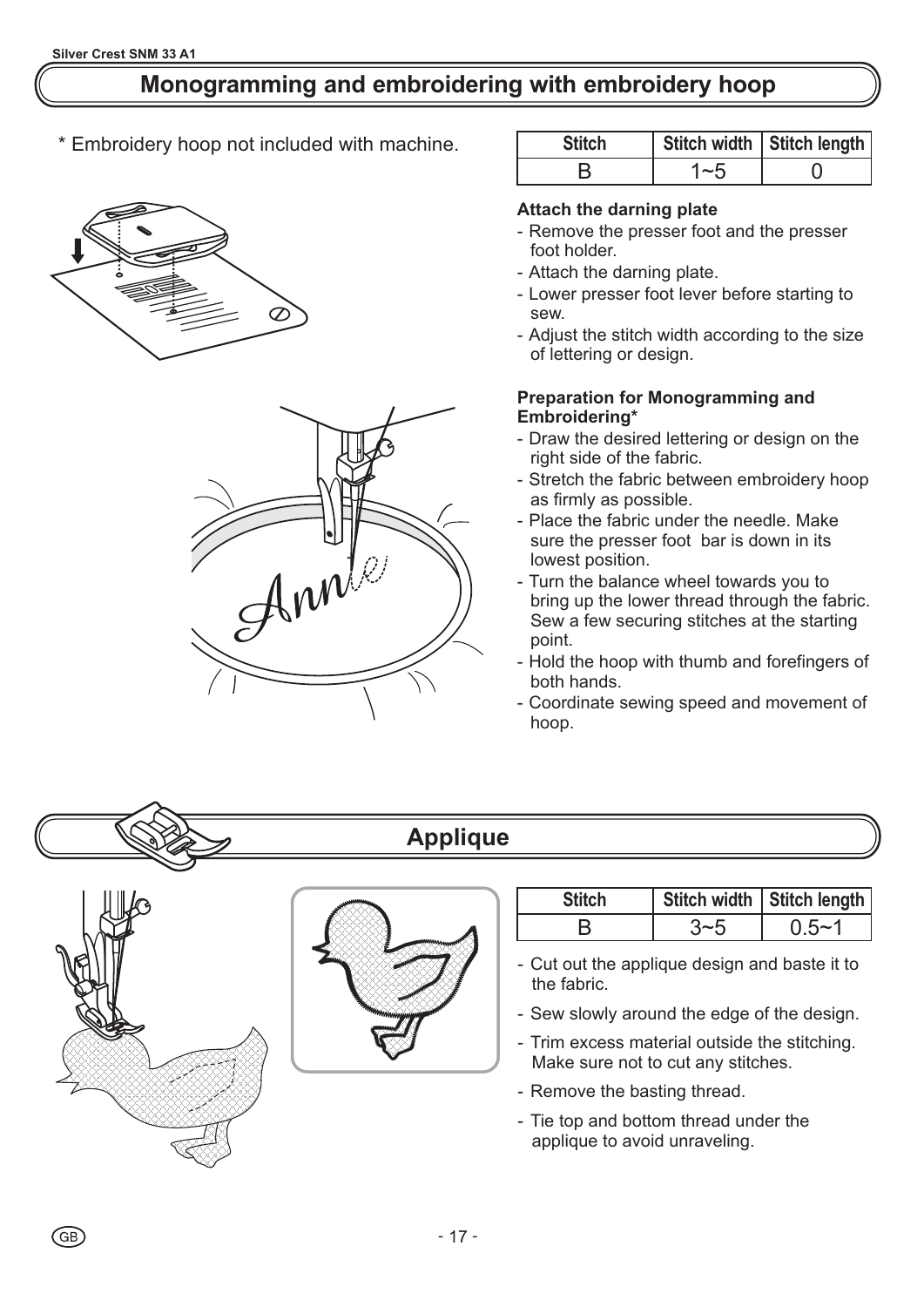# Monogramming and embroidering with embroidery hoop

\* Embroidery hoop not included with machine.

| Stitch | Stitch width | Stitch length |
|---|---|---|
| B | 1~5 | 0 |

**Attach the darning plate**

- Remove the presser foot and the presser foot holder.
- Attach the darning plate.
- Lower presser foot lever before starting to sew.
- Adjust the stitch width according to the size of lettering or design.

**Preparation for Monogramming and Embroidering\***

- Draw the desired lettering or design on the right side of the fabric.
- Stretch the fabric between embroidery hoop as firmly as possible.
- Place the fabric under the needle. Make sure the presser foot bar is down in its lowest position.
- Turn the balance wheel towards you to bring up the lower thread through the fabric. Sew a few securing stitches at the starting point.
- Hold the hoop with thumb and forefingers of both hands.
- Coordinate sewing speed and movement of hoop.

# Applique

| Stitch | Stitch width | Stitch length |
|---|---|---|
| B | 3~5 | 0.5~1 |

- Cut out the applique design and baste it to the fabric.
- Sew slowly around the edge of the design.
- Trim excess material outside the stitching. Make sure not to cut any stitches.
- Remove the basting thread.
- Tie top and bottom thread under the applique to avoid unraveling.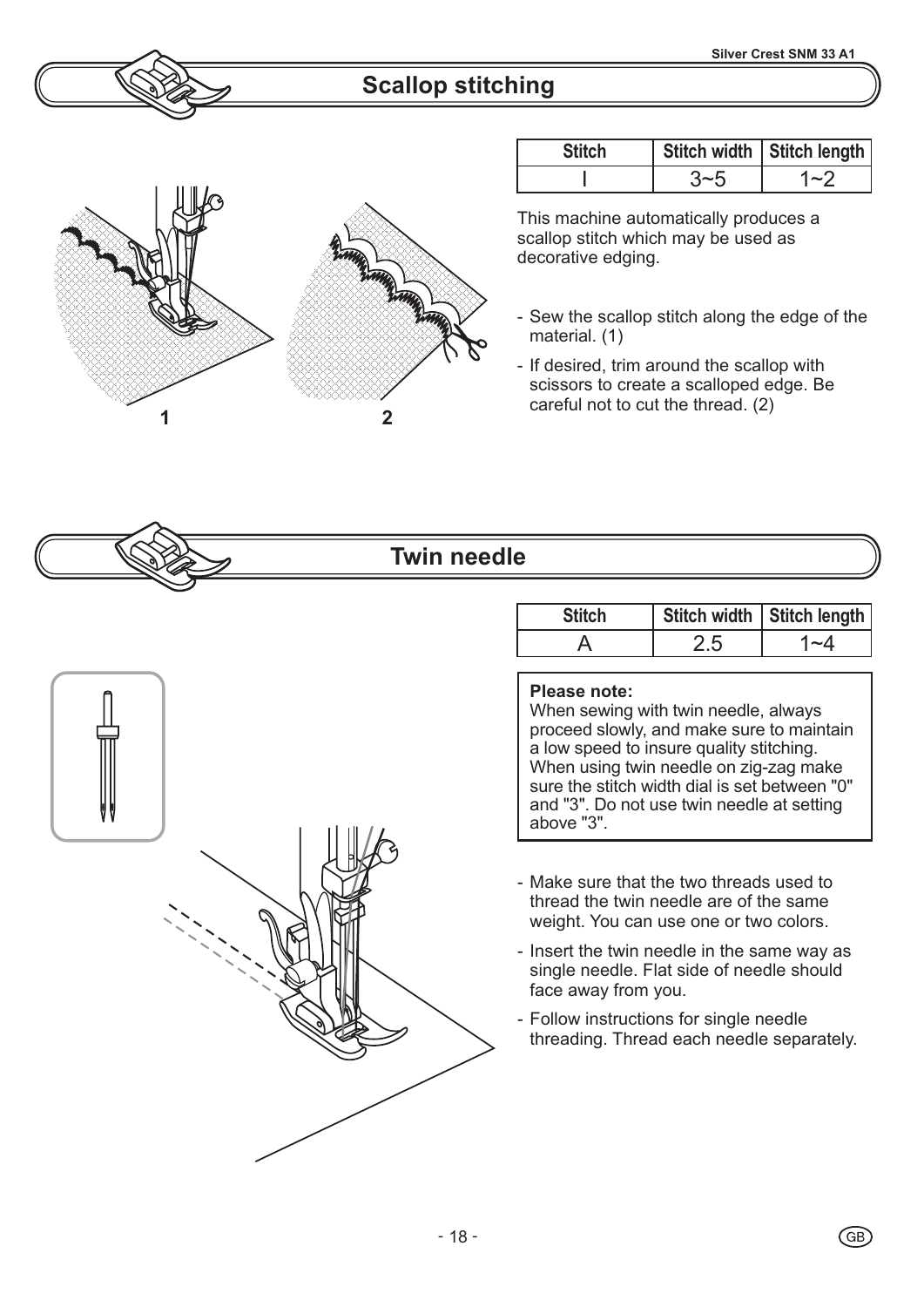## Scallop stitching

| Stitch | Stitch width | Stitch length |
|---|---|---|
| I | 3~5 | 1~2 |

This machine automatically produces a scallop stitch which may be used as decorative edging.

- Sew the scallop stitch along the edge of the material. (1)
- If desired, trim around the scallop with scissors to create a scalloped edge. Be careful not to cut the thread. (2)

1 2

## Twin needle

| Stitch | Stitch width | Stitch length |
|---|---|---|
| A | 2.5 | 1~4 |

**Please note:**
When sewing with twin needle, always proceed slowly, and make sure to maintain a low speed to insure quality stitching. When using twin needle on zig-zag make sure the stitch width dial is set between "0" and "3". Do not use twin needle at setting above "3".

- Make sure that the two threads used to thread the twin needle are of the same weight. You can use one or two colors.
- Insert the twin needle in the same way as single needle. Flat side of needle should face away from you.
- Follow instructions for single needle threading. Thread each needle separately.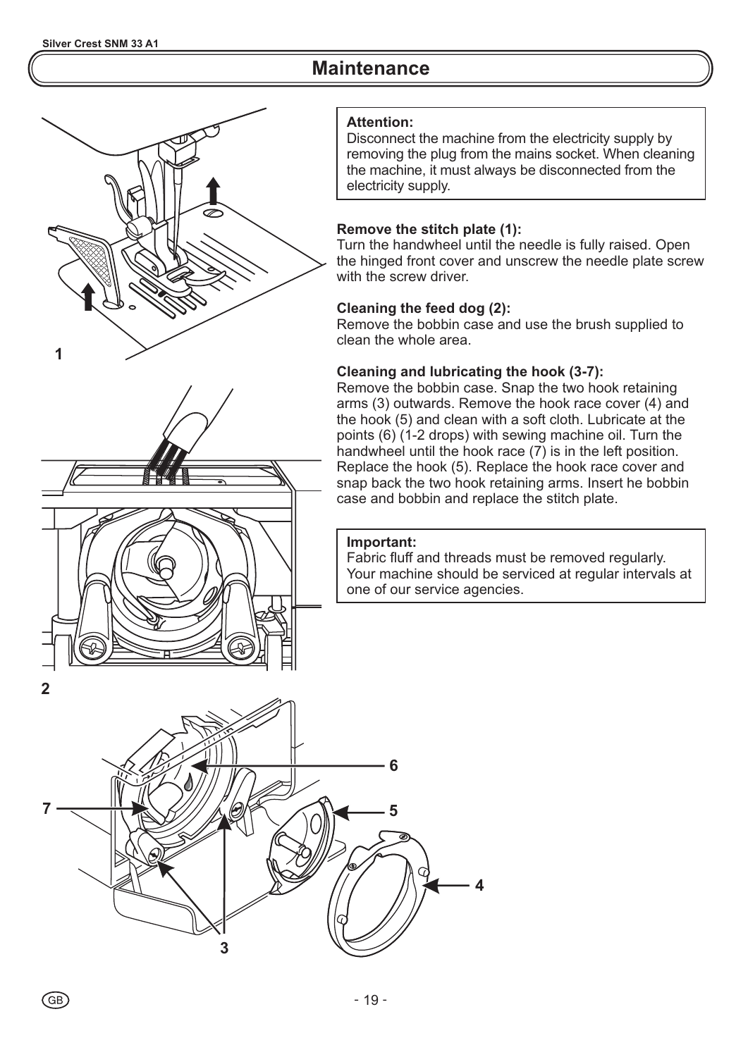# Maintenance

**Attention:**
Disconnect the machine from the electricity supply by removing the plug from the mains socket. When cleaning the machine, it must always be disconnected from the electricity supply.

**Remove the stitch plate (1):**
Turn the handwheel until the needle is fully raised. Open the hinged front cover and unscrew the needle plate screw with the screw driver.

**Cleaning the feed dog (2):**
Remove the bobbin case and use the brush supplied to clean the whole area.

**Cleaning and lubricating the hook (3-7):**
Remove the bobbin case. Snap the two hook retaining arms (3) outwards. Remove the hook race cover (4) and the hook (5) and clean with a soft cloth. Lubricate at the points (6) (1-2 drops) with sewing machine oil. Turn the handwheel until the hook race (7) is in the left position. Replace the hook (5). Replace the hook race cover and snap back the two hook retaining arms. Insert he bobbin case and bobbin and replace the stitch plate.

**Important:**
Fabric fluff and threads must be removed regularly. Your machine should be serviced at regular intervals at one of our service agencies.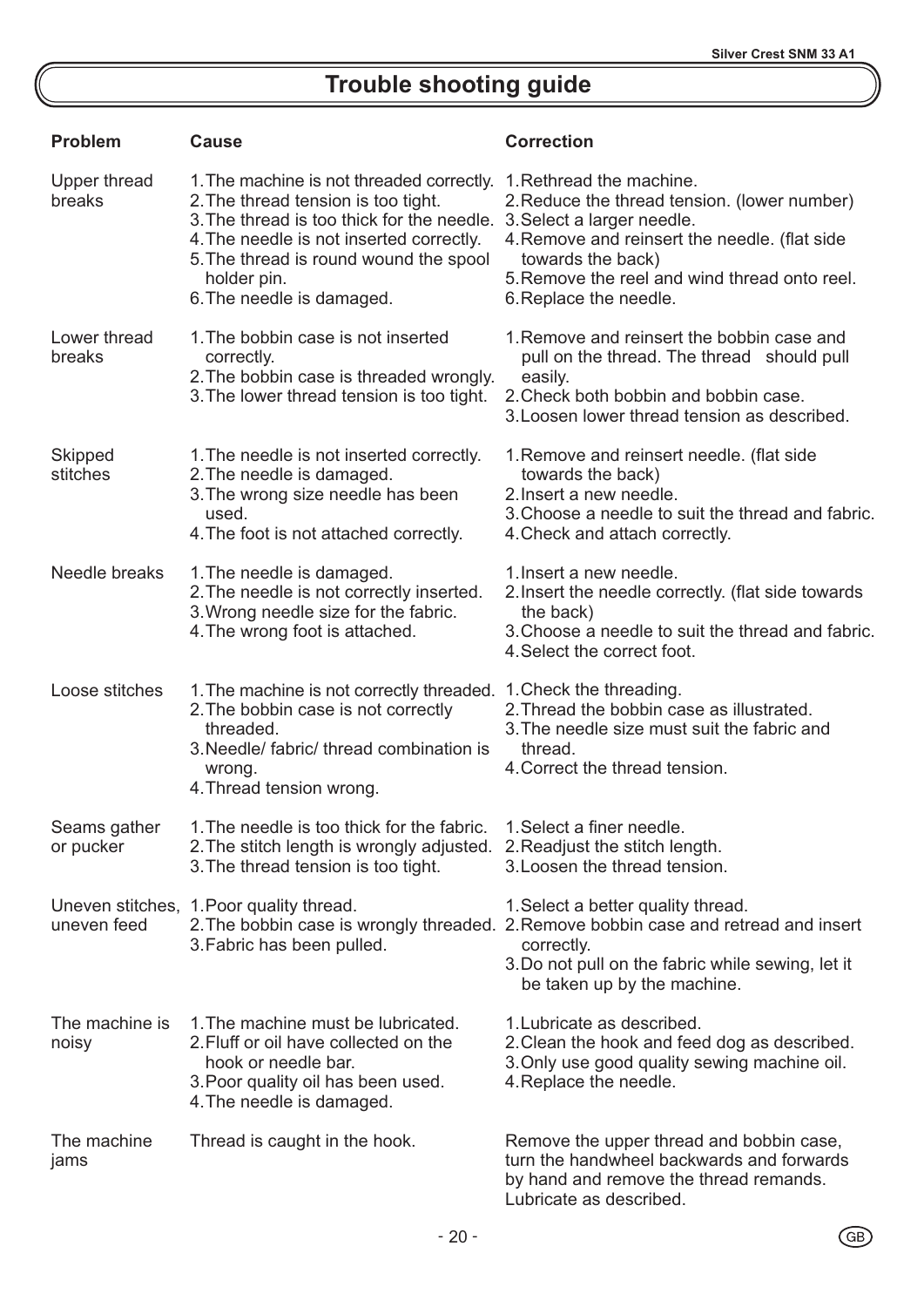# Trouble shooting guide

| Problem | Cause | Correction |
|---|---|---|
| Upper thread breaks | 1. The machine is not threaded correctly.<br>2. The thread tension is too tight.<br>3. The thread is too thick for the needle.<br>4. The needle is not inserted correctly.<br>5. The thread is round wound the spool holder pin.<br>6. The needle is damaged. | 1. Rethread the machine.<br>2. Reduce the thread tension. (lower number)<br>3. Select a larger needle.<br>4. Remove and reinsert the needle. (flat side towards the back)<br>5. Remove the reel and wind thread onto reel.<br>6. Replace the needle. |
| Lower thread breaks | 1. The bobbin case is not inserted correctly.<br>2. The bobbin case is threaded wrongly.<br>3. The lower thread tension is too tight. | 1. Remove and reinsert the bobbin case and pull on the thread. The thread should pull easily.<br>2. Check both bobbin and bobbin case.<br>3. Loosen lower thread tension as described. |
| Skipped stitches | 1. The needle is not inserted correctly.<br>2. The needle is damaged.<br>3. The wrong size needle has been used.<br>4. The foot is not attached correctly. | 1. Remove and reinsert needle. (flat side towards the back)<br>2. Insert a new needle.<br>3. Choose a needle to suit the thread and fabric.<br>4. Check and attach correctly. |
| Needle breaks | 1. The needle is damaged.<br>2. The needle is not correctly inserted.<br>3. Wrong needle size for the fabric.<br>4. The wrong foot is attached. | 1. Insert a new needle.<br>2. Insert the needle correctly. (flat side towards the back)<br>3. Choose a needle to suit the thread and fabric.<br>4. Select the correct foot. |
| Loose stitches | 1. The machine is not correctly threaded.<br>2. The bobbin case is not correctly threaded.<br>3. Needle/ fabric/ thread combination is wrong.<br>4. Thread tension wrong. | 1. Check the threading.<br>2. Thread the bobbin case as illustrated.<br>3. The needle size must suit the fabric and thread.<br>4. Correct the thread tension. |
| Seams gather or pucker | 1. The needle is too thick for the fabric.<br>2. The stitch length is wrongly adjusted.<br>3. The thread tension is too tight. | 1. Select a finer needle.<br>2. Readjust the stitch length.<br>3. Loosen the thread tension. |
| Uneven stitches, uneven feed | 1. Poor quality thread.<br>2. The bobbin case is wrongly threaded.<br>3. Fabric has been pulled. | 1. Select a better quality thread.<br>2. Remove bobbin case and retread and insert correctly.<br>3. Do not pull on the fabric while sewing, let it be taken up by the machine. |
| The machine is noisy | 1. The machine must be lubricated.<br>2. Fluff or oil have collected on the hook or needle bar.<br>3. Poor quality oil has been used.<br>4. The needle is damaged. | 1. Lubricate as described.<br>2. Clean the hook and feed dog as described.<br>3. Only use good quality sewing machine oil.<br>4. Replace the needle. |
| The machine jams | Thread is caught in the hook. | Remove the upper thread and bobbin case, turn the handwheel backwards and forwards by hand and remove the thread remands. Lubricate as described. |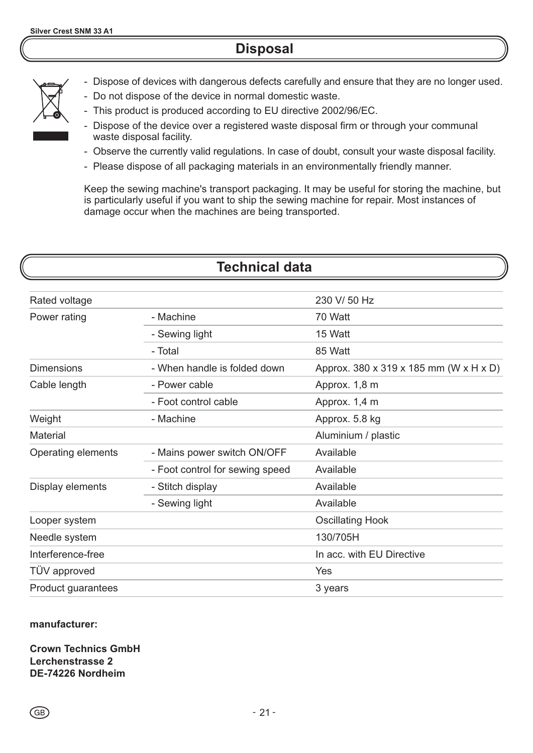## Disposal

- Dispose of devices with dangerous defects carefully and ensure that they are no longer used.
- Do not dispose of the device in normal domestic waste.
- This product is produced according to EU directive 2002/96/EC.
- Dispose of the device over a registered waste disposal firm or through your communal waste disposal facility.
- Observe the currently valid regulations. In case of doubt, consult your waste disposal facility.
- Please dispose of all packaging materials in an environmentally friendly manner.

Keep the sewing machine's transport packaging. It may be useful for storing the machine, but is particularly useful if you want to ship the sewing machine for repair. Most instances of damage occur when the machines are being transported.

## Technical data

| | | |
|---|---|---|
| Rated voltage | | 230 V/ 50 Hz |
| Power rating | - Machine | 70 Watt |
| | - Sewing light | 15 Watt |
| | - Total | 85 Watt |
| Dimensions | - When handle is folded down | Approx. 380 x 319 x 185 mm (W x H x D) |
| Cable length | - Power cable | Approx. 1,8 m |
| | - Foot control cable | Approx. 1,4 m |
| Weight | - Machine | Approx. 5.8 kg |
| Material | | Aluminium / plastic |
| Operating elements | - Mains power switch ON/OFF | Available |
| | - Foot control for sewing speed | Available |
| Display elements | - Stitch display | Available |
| | - Sewing light | Available |
| Looper system | | Oscillating Hook |
| Needle system | | 130/705H |
| Interference-free | | In acc. with EU Directive |
| TÜV approved | | Yes |
| Product guarantees | | 3 years |

**manufacturer:**

**Crown Technics GmbH**
**Lerchenstrasse 2**
**DE-74226 Nordheim**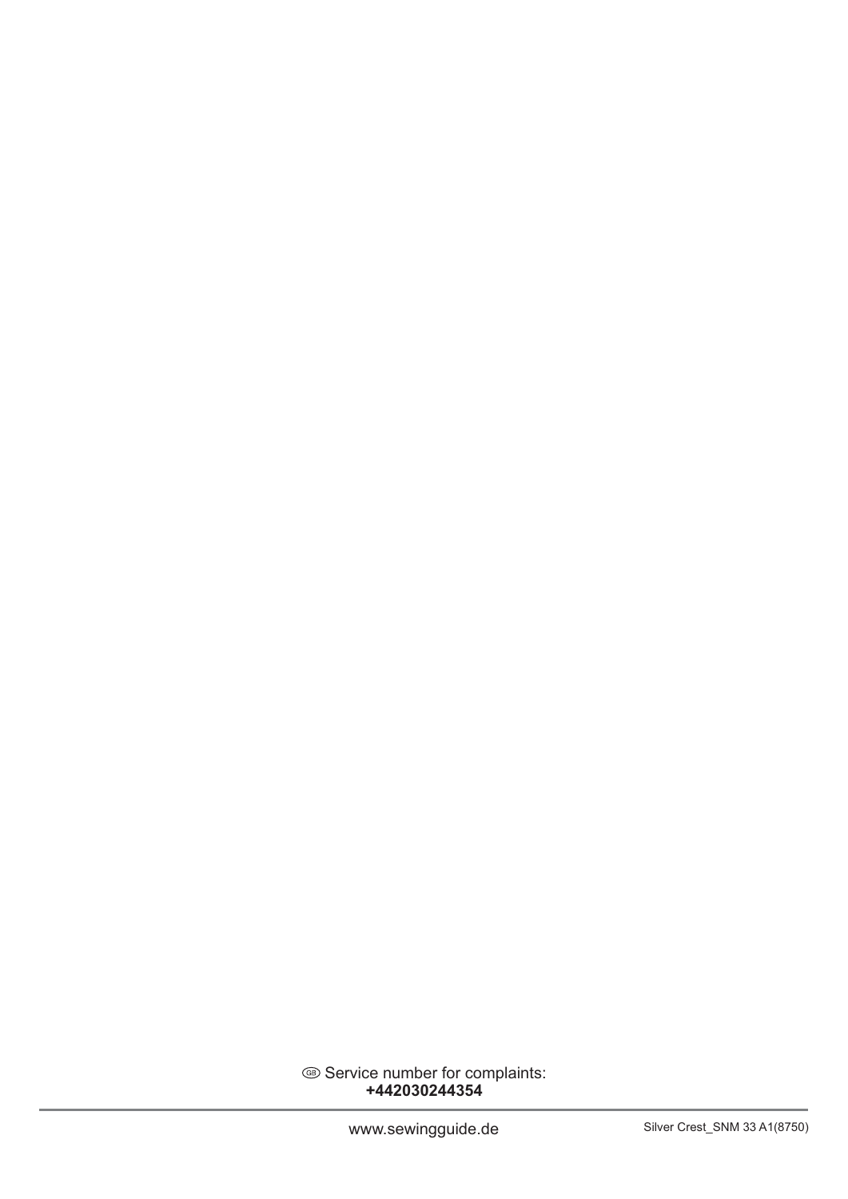GB Service number for complaints:
**+442030244354**

www.sewingguide.de

Silver Crest_SNM 33 A1(8750)